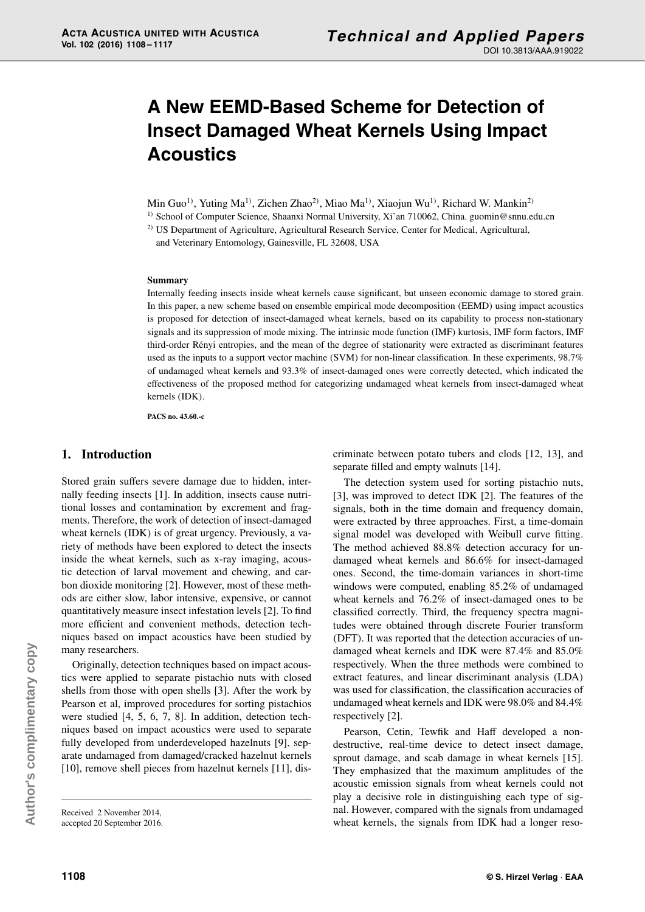# A New EEMD-Based Scheme for Detection of Insect Damaged Wheat Kernels Using Impact Acoustics

Min Guo[1], Yuting Ma[1], Zichen Zhao[2], Miao Ma[1], Xiaojun Wu[1], Richard W. Mankin[2]

[1] School of Computer Science, Shaanxi Normal University, Xi'an 710062, China. guomin@snnu.edu.cn

[2] US Department of Agriculture, Agricultural Research Service, Center for Medical, Agricultural, and Veterinary Entomology, Gainesville, FL 32608, USA

**Summary**

Internally feeding insects inside wheat kernels cause significant, but unseen economic damage to stored grain. In this paper, a new scheme based on ensemble empirical mode decomposition (EEMD) using impact acoustics is proposed for detection of insect-damaged wheat kernels, based on its capability to process non-stationary signals and its suppression of mode mixing. The intrinsic mode function (IMF) kurtosis, IMF form factors, IMF third-order Rényi entropies, and the mean of the degree of stationarity were extracted as discriminant features used as the inputs to a support vector machine (SVM) for non-linear classification. In these experiments, 98.7% of undamaged wheat kernels and 93.3% of insect-damaged ones were correctly detected, which indicated the effectiveness of the proposed method for categorizing undamaged wheat kernels from insect-damaged wheat kernels (IDK).

**PACS no. 43.60.-c**

## 1. Introduction

Stored grain suffers severe damage due to hidden, internally feeding insects [1]. In addition, insects cause nutritional losses and contamination by excrement and fragments. Therefore, the work of detection of insect-damaged wheat kernels (IDK) is of great urgency. Previously, a variety of methods have been explored to detect the insects inside the wheat kernels, such as x-ray imaging, acoustic detection of larval movement and chewing, and carbon dioxide monitoring [2]. However, most of these methods are either slow, labor intensive, expensive, or cannot quantitatively measure insect infestation levels [2]. To find more efficient and convenient methods, detection techniques based on impact acoustics have been studied by many researchers.

Originally, detection techniques based on impact acoustics were applied to separate pistachio nuts with closed shells from those with open shells [3]. After the work by Pearson et al, improved procedures for sorting pistachios were studied [4, 5, 6, 7, 8]. In addition, detection techniques based on impact acoustics were used to separate fully developed from underdeveloped hazelnuts [9], separate undamaged from damaged/cracked hazelnut kernels [10], remove shell pieces from hazelnut kernels [11], discriminate between potato tubers and clods [12, 13], and separate filled and empty walnuts [14].

The detection system used for sorting pistachio nuts, [3], was improved to detect IDK [2]. The features of the signals, both in the time domain and frequency domain, were extracted by three approaches. First, a time-domain signal model was developed with Weibull curve fitting. The method achieved 88.8% detection accuracy for undamaged wheat kernels and 86.6% for insect-damaged ones. Second, the time-domain variances in short-time windows were computed, enabling 85.2% of undamaged wheat kernels and 76.2% of insect-damaged ones to be classified correctly. Third, the frequency spectra magnitudes were obtained through discrete Fourier transform (DFT). It was reported that the detection accuracies of undamaged wheat kernels and IDK were 87.4% and 85.0% respectively. When the three methods were combined to extract features, and linear discriminant analysis (LDA) was used for classification, the classification accuracies of undamaged wheat kernels and IDK were 98.0% and 84.4% respectively [2].

Pearson, Cetin, Tewfik and Haff developed a non-destructive, real-time device to detect insect damage, sprout damage, and scab damage in wheat kernels [15]. They emphasized that the maximum amplitudes of the acoustic emission signals from wheat kernels could not play a decisive role in distinguishing each type of signal. However, compared with the signals from undamaged wheat kernels, the signals from IDK had a longer reso-

Received 2 November 2014,
accepted 20 September 2016.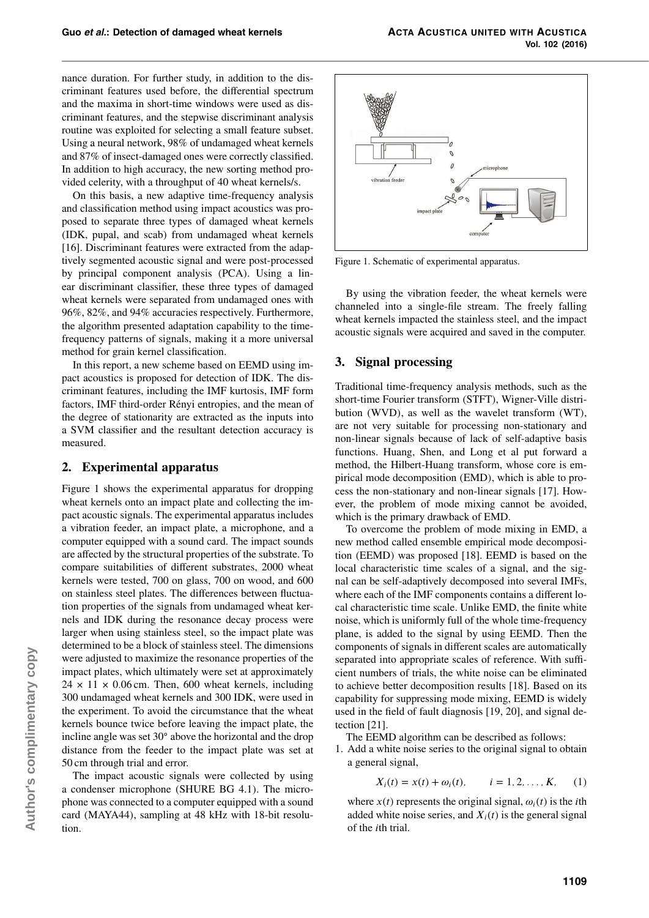nance duration. For further study, in addition to the discriminant features used before, the differential spectrum and the maxima in short-time windows were used as discriminant features, and the stepwise discriminant analysis routine was exploited for selecting a small feature subset. Using a neural network, 98% of undamaged wheat kernels and 87% of insect-damaged ones were correctly classified. In addition to high accuracy, the new sorting method provided celerity, with a throughput of 40 wheat kernels/s.

On this basis, a new adaptive time-frequency analysis and classification method using impact acoustics was proposed to separate three types of damaged wheat kernels (IDK, pupal, and scab) from undamaged wheat kernels [16]. Discriminant features were extracted from the adaptively segmented acoustic signal and were post-processed by principal component analysis (PCA). Using a linear discriminant classifier, these three types of damaged wheat kernels were separated from undamaged ones with 96%, 82%, and 94% accuracies respectively. Furthermore, the algorithm presented adaptation capability to the time-frequency patterns of signals, making it a more universal method for grain kernel classification.

In this report, a new scheme based on EEMD using impact acoustics is proposed for detection of IDK. The discriminant features, including the IMF kurtosis, IMF form factors, IMF third-order Rényi entropies, and the mean of the degree of stationarity are extracted as the inputs into a SVM classifier and the resultant detection accuracy is measured.

## 2. Experimental apparatus

Figure 1 shows the experimental apparatus for dropping wheat kernels onto an impact plate and collecting the impact acoustic signals. The experimental apparatus includes a vibration feeder, an impact plate, a microphone, and a computer equipped with a sound card. The impact sounds are affected by the structural properties of the substrate. To compare suitabilities of different substrates, 2000 wheat kernels were tested, 700 on glass, 700 on wood, and 600 on stainless steel plates. The differences between fluctuation properties of the signals from undamaged wheat kernels and IDK during the resonance decay process were larger when using stainless steel, so the impact plate was determined to be a block of stainless steel. The dimensions were adjusted to maximize the resonance properties of the impact plates, which ultimately were set at approximately $24 \times 11 \times 0.06$ cm. Then, 600 wheat kernels, including 300 undamaged wheat kernels and 300 IDK, were used in the experiment. To avoid the circumstance that the wheat kernels bounce twice before leaving the impact plate, the incline angle was set 30° above the horizontal and the drop distance from the feeder to the impact plate was set at 50 cm through trial and error.

The impact acoustic signals were collected by using a condenser microphone (SHURE BG 4.1). The microphone was connected to a computer equipped with a sound card (MAYA44), sampling at 48 kHz with 18-bit resolution.

Figure 1. Schematic of experimental apparatus.

By using the vibration feeder, the wheat kernels were channeled into a single-file stream. The freely falling wheat kernels impacted the stainless steel, and the impact acoustic signals were acquired and saved in the computer.

## 3. Signal processing

Traditional time-frequency analysis methods, such as the short-time Fourier transform (STFT), Wigner-Ville distribution (WVD), as well as the wavelet transform (WT), are not very suitable for processing non-stationary and non-linear signals because of lack of self-adaptive basis functions. Huang, Shen, and Long et al put forward a method, the Hilbert-Huang transform, whose core is empirical mode decomposition (EMD), which is able to process the non-stationary and non-linear signals [17]. However, the problem of mode mixing cannot be avoided, which is the primary drawback of EMD.

To overcome the problem of mode mixing in EMD, a new method called ensemble empirical mode decomposition (EEMD) was proposed [18]. EEMD is based on the local characteristic time scales of a signal, and the signal can be self-adaptively decomposed into several IMFs, where each of the IMF components contains a different local characteristic time scale. Unlike EMD, the finite white noise, which is uniformly full of the whole time-frequency plane, is added to the signal by using EEMD. Then the components of signals in different scales are automatically separated into appropriate scales of reference. With sufficient numbers of trials, the white noise can be eliminated to achieve better decomposition results [18]. Based on its capability for suppressing mode mixing, EEMD is widely used in the field of fault diagnosis [19, 20], and signal detection [21].

The EEMD algorithm can be described as follows:

1. Add a white noise series to the original signal to obtain a general signal,

$$X_i(t) = x(t) + \omega_i(t), \qquad i = 1, 2, \ldots, K, \qquad (1)$$

where $x(t)$ represents the original signal, $\omega_i(t)$ is the $i$th added white noise series, and $X_i(t)$ is the general signal of the $i$th trial.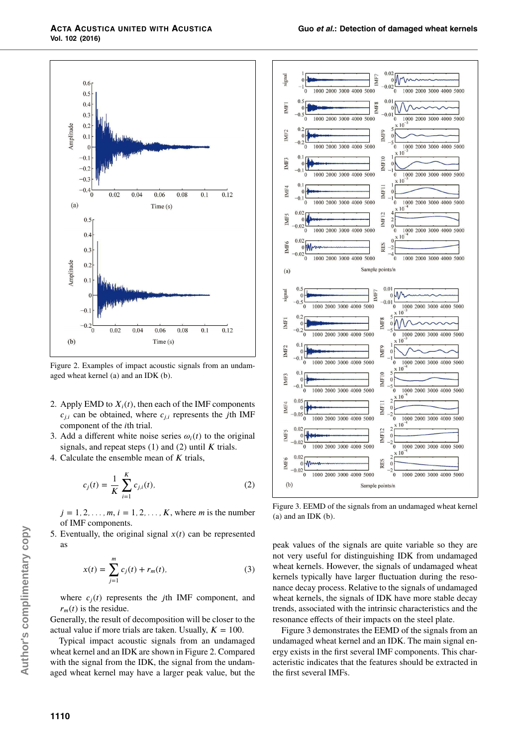Figure 2. Examples of impact acoustic signals from an undamaged wheat kernel (a) and an IDK (b).

2. Apply EMD to $X_i(t)$, then each of the IMF components $c_{j,i}$ can be obtained, where $c_{j,i}$ represents the $j$th IMF component of the $i$th trial.
3. Add a different white noise series $\omega_i(t)$ to the original signals, and repeat steps (1) and (2) until $K$ trials.
4. Calculate the ensemble mean of $K$ trials,

$$c_j(t) = \frac{1}{K}\sum_{i=1}^{K} c_{j,i}(t), \tag{2}$$

   $j = 1, 2, \ldots, m$, $i = 1, 2, \ldots, K$, where $m$ is the number of IMF components.
5. Eventually, the original signal $x(t)$ can be represented as

$$x(t) = \sum_{j=1}^{m} c_j(t) + r_m(t), \tag{3}$$

   where $c_j(t)$ represents the $j$th IMF component, and $r_m(t)$ is the residue.

Generally, the result of decomposition will be closer to the actual value if more trials are taken. Usually, $K = 100$.

Typical impact acoustic signals from an undamaged wheat kernel and an IDK are shown in Figure 2. Compared with the signal from the IDK, the signal from the undamaged wheat kernel may have a larger peak value, but the peak values of the signals are quite variable so they are not very useful for distinguishing IDK from undamaged wheat kernels. However, the signals of undamaged wheat kernels typically have larger fluctuation during the resonance decay process. Relative to the signals of undamaged wheat kernels, the signals of IDK have more stable decay trends, associated with the intrinsic characteristics and the resonance effects of their impacts on the steel plate.

Figure 3 demonstrates the EEMD of the signals from an undamaged wheat kernel and an IDK. The main signal energy exists in the first several IMF components. This characteristic indicates that the features should be extracted in the first several IMFs.

Figure 3. EEMD of the signals from an undamaged wheat kernel (a) and an IDK (b).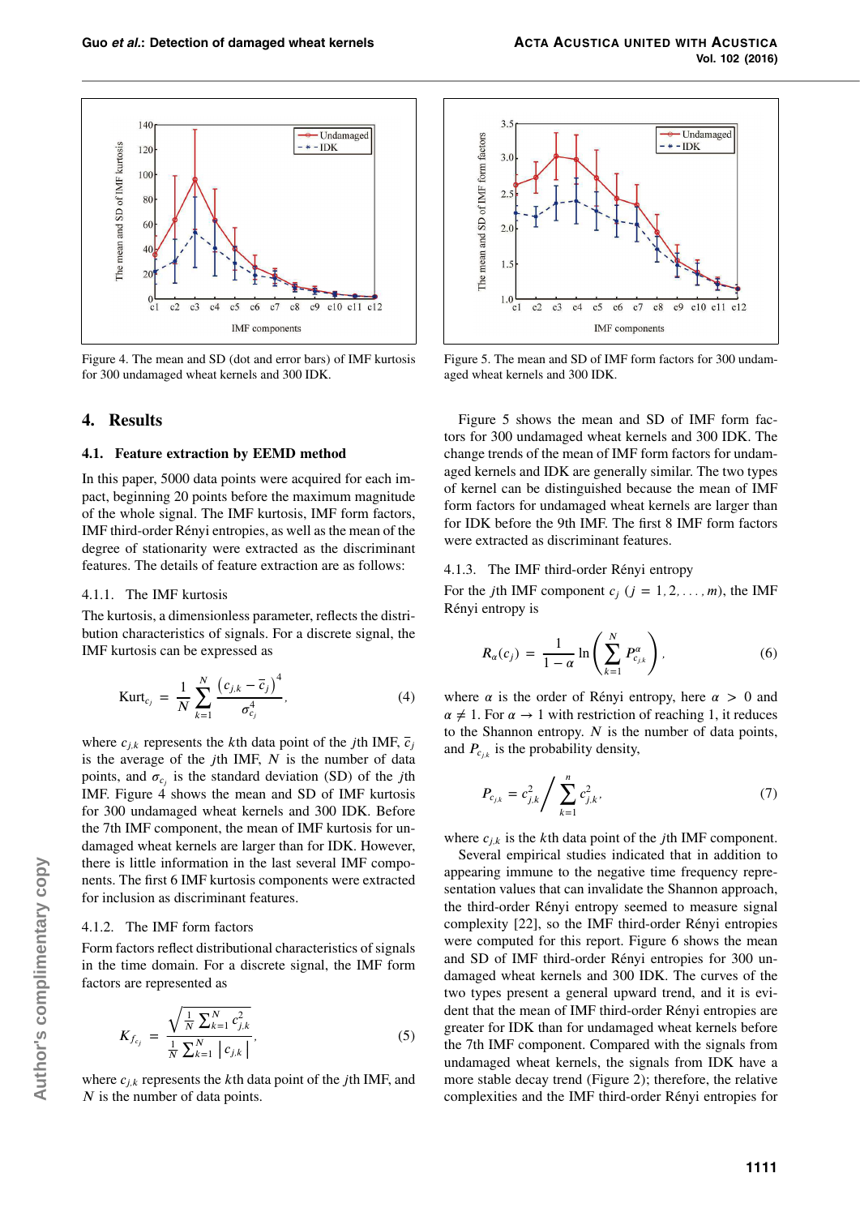Figure 4. The mean and SD (dot and error bars) of IMF kurtosis for 300 undamaged wheat kernels and 300 IDK.

Figure 5. The mean and SD of IMF form factors for 300 undamaged wheat kernels and 300 IDK.

## 4. Results

### 4.1. Feature extraction by EEMD method

In this paper, 5000 data points were acquired for each impact, beginning 20 points before the maximum magnitude of the whole signal. The IMF kurtosis, IMF form factors, IMF third-order Rényi entropies, as well as the mean of the degree of stationarity were extracted as the discriminant features. The details of feature extraction are as follows:

#### 4.1.1. The IMF kurtosis

The kurtosis, a dimensionless parameter, reflects the distribution characteristics of signals. For a discrete signal, the IMF kurtosis can be expressed as

$$\mathrm{Kurt}_{c_j} = \frac{1}{N}\sum_{k=1}^{N}\frac{\left(c_{j,k}-\bar{c}_j\right)^4}{\sigma_{c_j}^4}, \tag{4}$$

where $c_{j,k}$ represents the $k$th data point of the $j$th IMF, $\bar{c}_j$ is the average of the $j$th IMF, $N$ is the number of data points, and $\sigma_{c_j}$ is the standard deviation (SD) of the $j$th IMF. Figure 4 shows the mean and SD of IMF kurtosis for 300 undamaged wheat kernels and 300 IDK. Before the 7th IMF component, the mean of IMF kurtosis for undamaged wheat kernels are larger than for IDK. However, there is little information in the last several IMF components. The first 6 IMF kurtosis components were extracted for inclusion as discriminant features.

#### 4.1.2. The IMF form factors

Form factors reflect distributional characteristics of signals in the time domain. For a discrete signal, the IMF form factors are represented as

$$K_{f_{c_j}} = \frac{\sqrt{\frac{1}{N}\sum_{k=1}^{N}c_{j,k}^2}}{\frac{1}{N}\sum_{k=1}^{N}\left|c_{j,k}\right|}, \tag{5}$$

where $c_{j,k}$ represents the $k$th data point of the $j$th IMF, and $N$ is the number of data points.

Figure 5 shows the mean and SD of IMF form factors for 300 undamaged wheat kernels and 300 IDK. The change trends of the mean of IMF form factors for undamaged kernels and IDK are generally similar. The two types of kernel can be distinguished because the mean of IMF form factors for undamaged wheat kernels are larger than for IDK before the 9th IMF. The first 8 IMF form factors were extracted as discriminant features.

#### 4.1.3. The IMF third-order Rényi entropy

For the $j$th IMF component $c_j$ ($j = 1, 2, \ldots, m$), the IMF Rényi entropy is

$$R_\alpha(c_j) = \frac{1}{1-\alpha}\ln\left(\sum_{k=1}^{N}P_{c_{j,k}}^{\alpha}\right), \tag{6}$$

where $\alpha$ is the order of Rényi entropy, here $\alpha > 0$ and $\alpha \neq 1$. For $\alpha \to 1$ with restriction of reaching 1, it reduces to the Shannon entropy. $N$ is the number of data points, and $P_{c_{j,k}}$ is the probability density,

$$P_{c_{j,k}} = c_{j,k}^2 \Big/ \sum_{k=1}^{n} c_{j,k}^2, \tag{7}$$

where $c_{j,k}$ is the $k$th data point of the $j$th IMF component.

Several empirical studies indicated that in addition to appearing immune to the negative time frequency representation values that can invalidate the Shannon approach, the third-order Rényi entropy seemed to measure signal complexity [22], so the IMF third-order Rényi entropies were computed for this report. Figure 6 shows the mean and SD of IMF third-order Rényi entropies for 300 undamaged wheat kernels and 300 IDK. The curves of the two types present a general upward trend, and it is evident that the mean of IMF third-order Rényi entropies are greater for IDK than for undamaged wheat kernels before the 7th IMF component. Compared with the signals from undamaged wheat kernels, the signals from IDK have a more stable decay trend (Figure 2); therefore, the relative complexities and the IMF third-order Rényi entropies for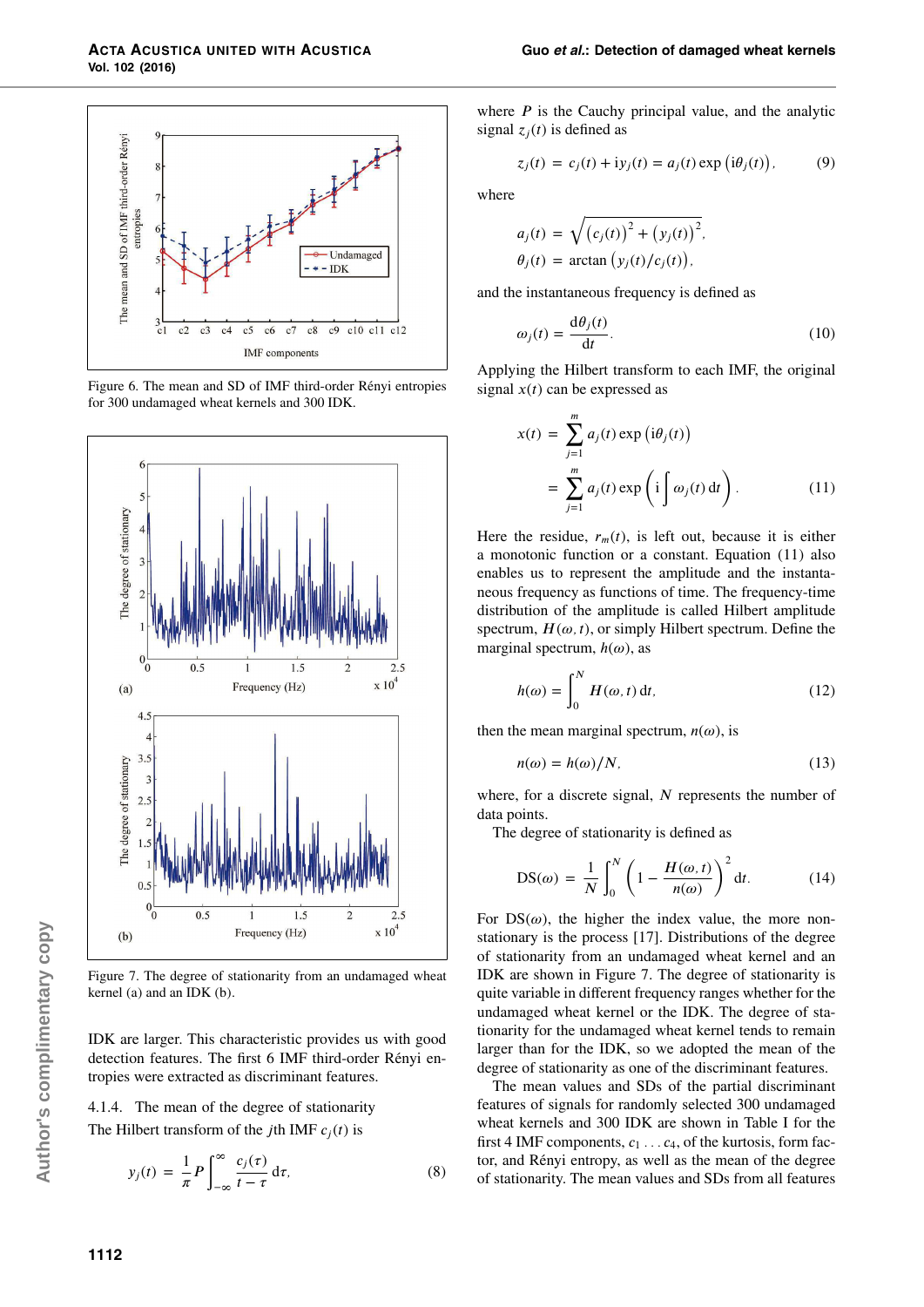Figure 6. The mean and SD of IMF third-order Rényi entropies for 300 undamaged wheat kernels and 300 IDK.

Figure 7. The degree of stationarity from an undamaged wheat kernel (a) and an IDK (b).

IDK are larger. This characteristic provides us with good detection features. The first 6 IMF third-order Rényi entropies were extracted as discriminant features.

#### 4.1.4. The mean of the degree of stationarity

The Hilbert transform of the $j$th IMF $c_j(t)$ is

$$y_j(t) = \frac{1}{\pi} P \int_{-\infty}^{\infty} \frac{c_j(\tau)}{t-\tau} \, \mathrm{d}\tau, \tag{8}$$

where $P$ is the Cauchy principal value, and the analytic signal $z_j(t)$ is defined as

$$z_j(t) = c_j(t) + \mathrm{i} y_j(t) = a_j(t) \exp\left(\mathrm{i}\theta_j(t)\right), \tag{9}$$

where

$$a_j(t) = \sqrt{\left(c_j(t)\right)^2 + \left(y_j(t)\right)^2},$$
$$\theta_j(t) = \arctan\left(y_j(t)/c_j(t)\right),$$

and the instantaneous frequency is defined as

$$\omega_j(t) = \frac{\mathrm{d}\theta_j(t)}{\mathrm{d}t}. \tag{10}$$

Applying the Hilbert transform to each IMF, the original signal $x(t)$ can be expressed as

$$x(t) = \sum_{j=1}^{m} a_j(t) \exp\left(\mathrm{i}\theta_j(t)\right) = \sum_{j=1}^{m} a_j(t) \exp\left(\mathrm{i} \int \omega_j(t) \, \mathrm{d}t\right). \tag{11}$$

Here the residue, $r_m(t)$, is left out, because it is either a monotonic function or a constant. Equation (11) also enables us to represent the amplitude and the instantaneous frequency as functions of time. The frequency-time distribution of the amplitude is called Hilbert amplitude spectrum, $H(\omega, t)$, or simply Hilbert spectrum. Define the marginal spectrum, $h(\omega)$, as

$$h(\omega) = \int_0^N H(\omega, t) \, \mathrm{d}t, \tag{12}$$

then the mean marginal spectrum, $n(\omega)$, is

$$n(\omega) = h(\omega)/N, \tag{13}$$

where, for a discrete signal, $N$ represents the number of data points.

The degree of stationarity is defined as

$$\mathrm{DS}(\omega) = \frac{1}{N} \int_0^N \left(1 - \frac{H(\omega, t)}{n(\omega)}\right)^2 \mathrm{d}t. \tag{14}$$

For $\mathrm{DS}(\omega)$, the higher the index value, the more nonstationary is the process [17]. Distributions of the degree of stationarity from an undamaged wheat kernel and an IDK are shown in Figure 7. The degree of stationarity is quite variable in different frequency ranges whether for the undamaged wheat kernel or the IDK. The degree of stationarity for the undamaged wheat kernel tends to remain larger than for the IDK, so we adopted the mean of the degree of stationarity as one of the discriminant features.

The mean values and SDs of the partial discriminant features of signals for randomly selected 300 undamaged wheat kernels and 300 IDK are shown in Table I for the first 4 IMF components, $c_1 \ldots c_4$, of the kurtosis, form factor, and Rényi entropy, as well as the mean of the degree of stationarity. The mean values and SDs from all features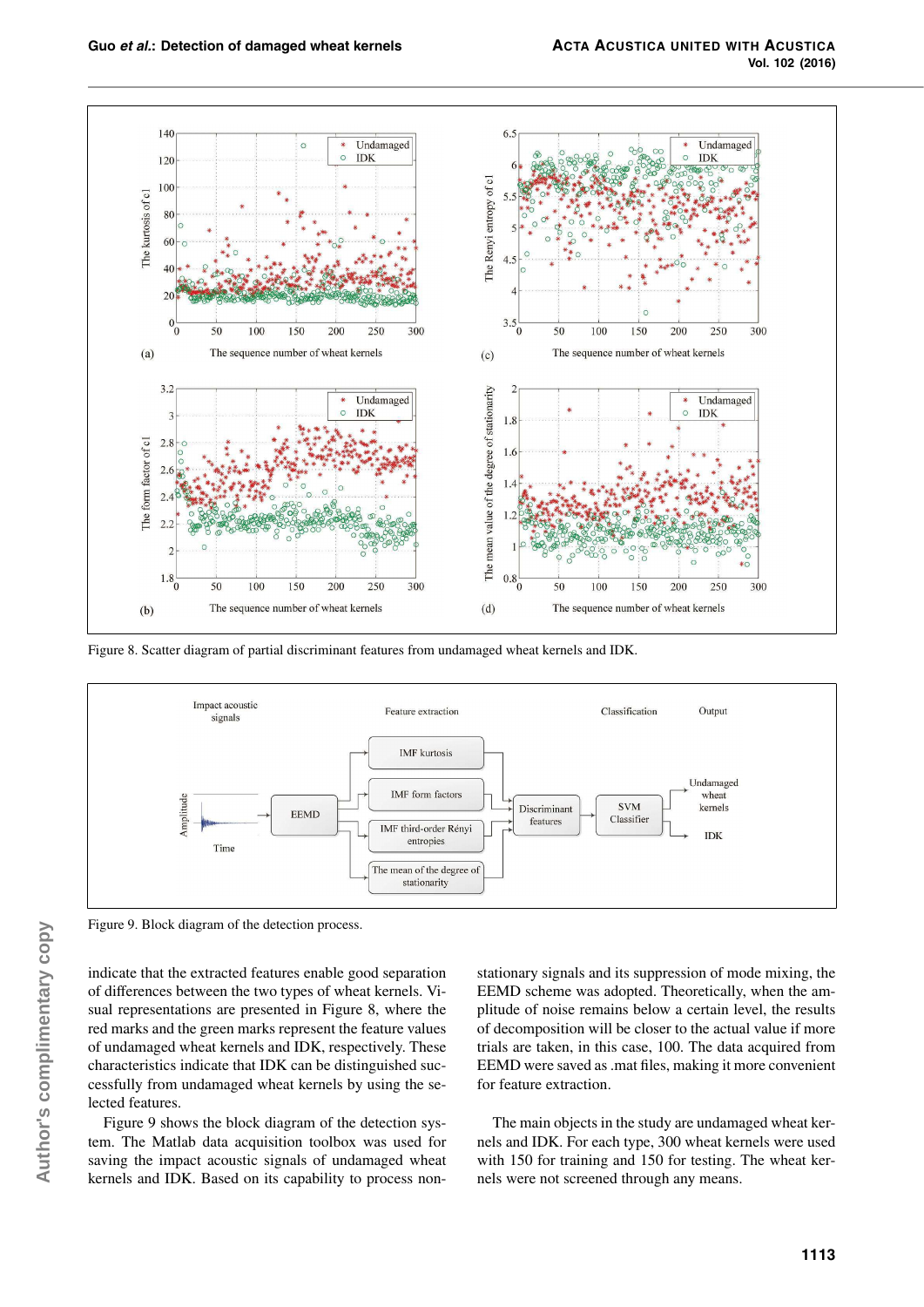Figure 8. Scatter diagram of partial discriminant features from undamaged wheat kernels and IDK.

Figure 9. Block diagram of the detection process.

indicate that the extracted features enable good separation of differences between the two types of wheat kernels. Visual representations are presented in Figure 8, where the red marks and the green marks represent the feature values of undamaged wheat kernels and IDK, respectively. These characteristics indicate that IDK can be distinguished successfully from undamaged wheat kernels by using the selected features.

Figure 9 shows the block diagram of the detection system. The Matlab data acquisition toolbox was used for saving the impact acoustic signals of undamaged wheat kernels and IDK. Based on its capability to process non-stationary signals and its suppression of mode mixing, the EEMD scheme was adopted. Theoretically, when the amplitude of noise remains below a certain level, the results of decomposition will be closer to the actual value if more trials are taken, in this case, 100. The data acquired from EEMD were saved as .mat files, making it more convenient for feature extraction.

The main objects in the study are undamaged wheat kernels and IDK. For each type, 300 wheat kernels were used with 150 for training and 150 for testing. The wheat kernels were not screened through any means.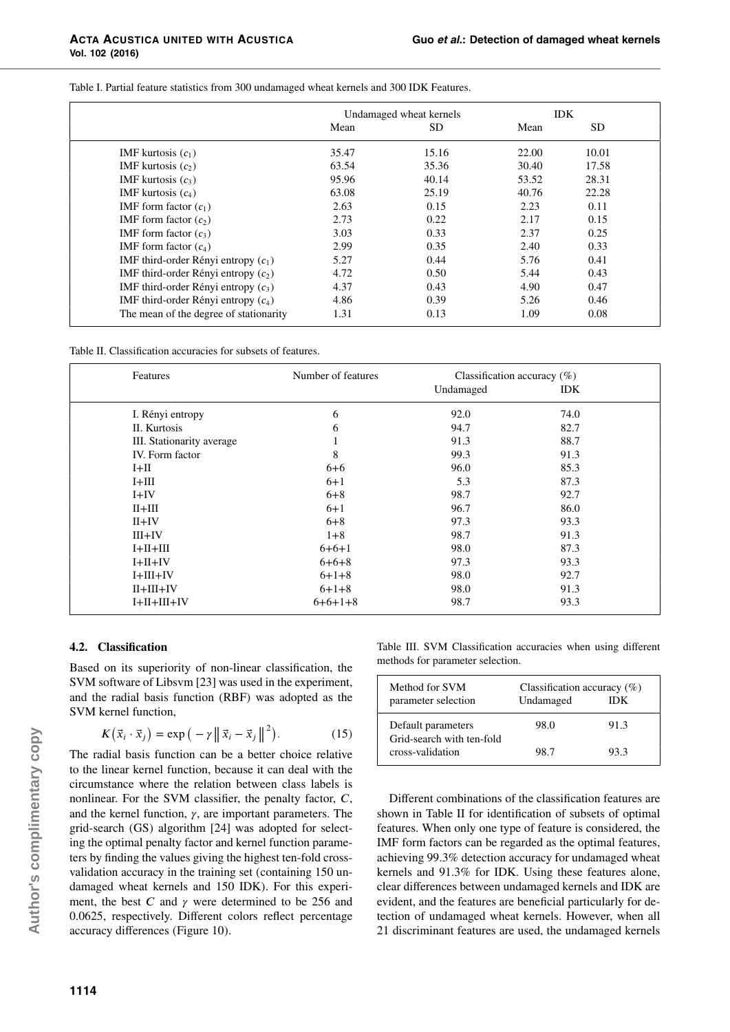Table I. Partial feature statistics from 300 undamaged wheat kernels and 300 IDK Features.

| | Undamaged wheat kernels | | IDK | |
|---|---|---|---|---|
| | Mean | SD | Mean | SD |
| IMF kurtosis ($c_1$) | 35.47 | 15.16 | 22.00 | 10.01 |
| IMF kurtosis ($c_2$) | 63.54 | 35.36 | 30.40 | 17.58 |
| IMF kurtosis ($c_3$) | 95.96 | 40.14 | 53.52 | 28.31 |
| IMF kurtosis ($c_4$) | 63.08 | 25.19 | 40.76 | 22.28 |
| IMF form factor ($c_1$) | 2.63 | 0.15 | 2.23 | 0.11 |
| IMF form factor ($c_2$) | 2.73 | 0.22 | 2.17 | 0.15 |
| IMF form factor ($c_3$) | 3.03 | 0.33 | 2.37 | 0.25 |
| IMF form factor ($c_4$) | 2.99 | 0.35 | 2.40 | 0.33 |
| IMF third-order Rényi entropy ($c_1$) | 5.27 | 0.44 | 5.76 | 0.41 |
| IMF third-order Rényi entropy ($c_2$) | 4.72 | 0.50 | 5.44 | 0.43 |
| IMF third-order Rényi entropy ($c_3$) | 4.37 | 0.43 | 4.90 | 0.47 |
| IMF third-order Rényi entropy ($c_4$) | 4.86 | 0.39 | 5.26 | 0.46 |
| The mean of the degree of stationarity | 1.31 | 0.13 | 1.09 | 0.08 |

Table II. Classification accuracies for subsets of features.

| Features | Number of features | Classification accuracy (%) | |
|---|---|---|---|
| | | Undamaged | IDK |
| I. Rényi entropy | 6 | 92.0 | 74.0 |
| II. Kurtosis | 6 | 94.7 | 82.7 |
| III. Stationarity average | 1 | 91.3 | 88.7 |
| IV. Form factor | 8 | 99.3 | 91.3 |
| I+II | 6+6 | 96.0 | 85.3 |
| I+III | 6+1 | 5.3 | 87.3 |
| I+IV | 6+8 | 98.7 | 92.7 |
| II+III | 6+1 | 96.7 | 86.0 |
| II+IV | 6+8 | 97.3 | 93.3 |
| III+IV | 1+8 | 98.7 | 91.3 |
| I+II+III | 6+6+1 | 98.0 | 87.3 |
| I+II+IV | 6+6+8 | 97.3 | 93.3 |
| I+III+IV | 6+1+8 | 98.0 | 92.7 |
| II+III+IV | 6+1+8 | 98.0 | 91.3 |
| I+II+III+IV | 6+6+1+8 | 98.7 | 93.3 |

### 4.2. Classification

Based on its superiority of non-linear classification, the SVM software of Libsvm [23] was used in the experiment, and the radial basis function (RBF) was adopted as the SVM kernel function,

$$K\left(\vec{x}_i \cdot \vec{x}_j\right) = \exp\left(-\gamma \left\|\vec{x}_i - \vec{x}_j\right\|^2\right). \qquad (15)$$

The radial basis function can be a better choice relative to the linear kernel function, because it can deal with the circumstance where the relation between class labels is nonlinear. For the SVM classifier, the penalty factor, $C$, and the kernel function, $\gamma$, are important parameters. The grid-search (GS) algorithm [24] was adopted for selecting the optimal penalty factor and kernel function parameters by finding the values giving the highest ten-fold cross-validation accuracy in the training set (containing 150 undamaged wheat kernels and 150 IDK). For this experiment, the best $C$ and $\gamma$ were determined to be 256 and 0.0625, respectively. Different colors reflect percentage accuracy differences (Figure 10).

Table III. SVM Classification accuracies when using different methods for parameter selection.

| Method for SVM parameter selection | Classification accuracy (%) | |
|---|---|---|
| | Undamaged | IDK |
| Default parameters | 98.0 | 91.3 |
| Grid-search with ten-fold cross-validation | 98.7 | 93.3 |

Different combinations of the classification features are shown in Table II for identification of subsets of optimal features. When only one type of feature is considered, the IMF form factors can be regarded as the optimal features, achieving 99.3% detection accuracy for undamaged wheat kernels and 91.3% for IDK. Using these features alone, clear differences between undamaged kernels and IDK are evident, and the features are beneficial particularly for detection of undamaged wheat kernels. However, when all 21 discriminant features are used, the undamaged kernels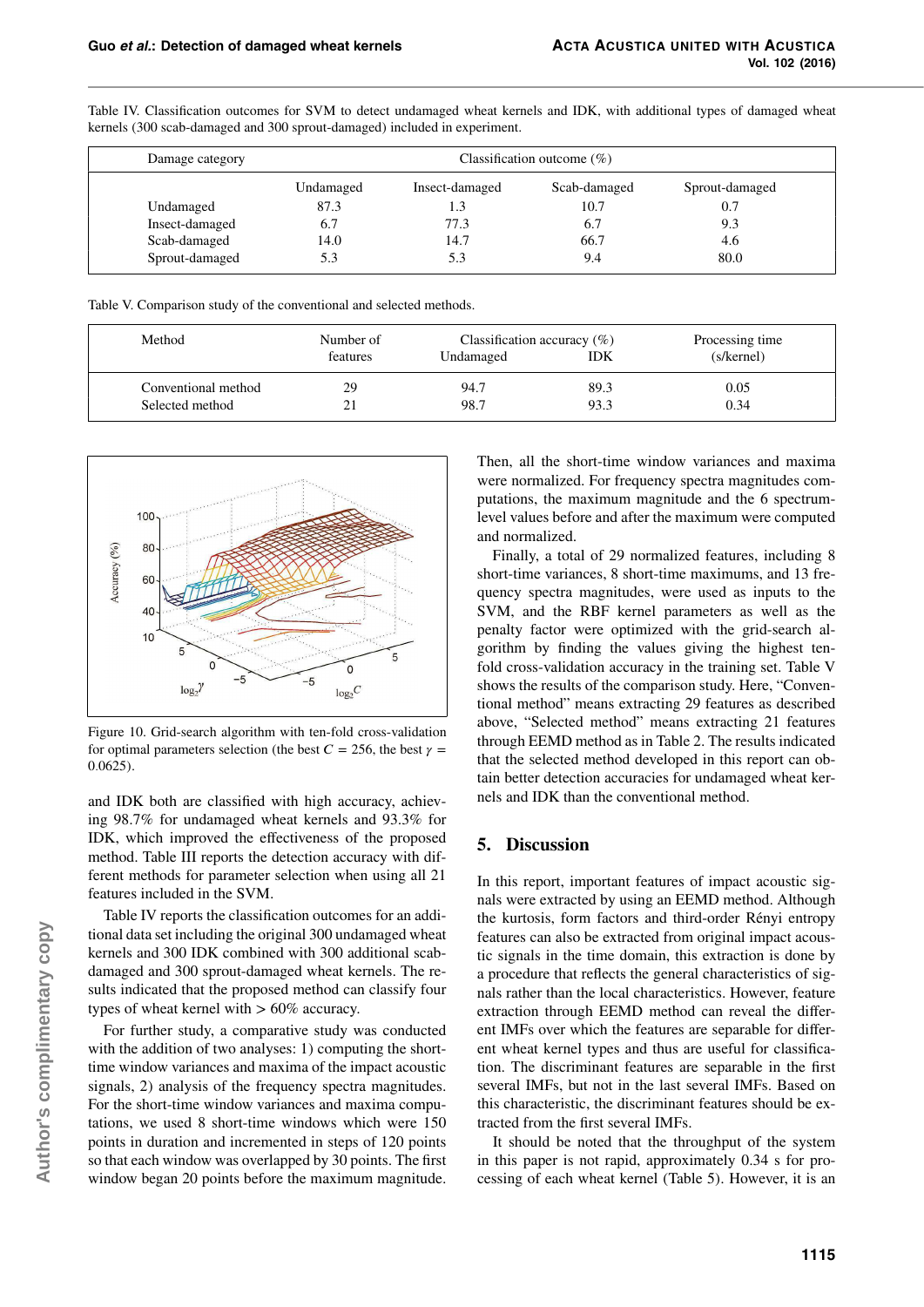Table IV. Classification outcomes for SVM to detect undamaged wheat kernels and IDK, with additional types of damaged wheat kernels (300 scab-damaged and 300 sprout-damaged) included in experiment.

| Damage category | Classification outcome (%) | | | |
|---|---|---|---|---|
| | Undamaged | Insect-damaged | Scab-damaged | Sprout-damaged |
| Undamaged | 87.3 | 1.3 | 10.7 | 0.7 |
| Insect-damaged | 6.7 | 77.3 | 6.7 | 9.3 |
| Scab-damaged | 14.0 | 14.7 | 66.7 | 4.6 |
| Sprout-damaged | 5.3 | 5.3 | 9.4 | 80.0 |

Table V. Comparison study of the conventional and selected methods.

| Method | Number of features | Classification accuracy (%) Undamaged | IDK | Processing time (s/kernel) |
|---|---|---|---|---|
| Conventional method | 29 | 94.7 | 89.3 | 0.05 |
| Selected method | 21 | 98.7 | 93.3 | 0.34 |

Figure 10. Grid-search algorithm with ten-fold cross-validation for optimal parameters selection (the best $C = 256$, the best $\gamma = 0.0625$).

and IDK both are classified with high accuracy, achieving 98.7% for undamaged wheat kernels and 93.3% for IDK, which improved the effectiveness of the proposed method. Table III reports the detection accuracy with different methods for parameter selection when using all 21 features included in the SVM.

Table IV reports the classification outcomes for an additional data set including the original 300 undamaged wheat kernels and 300 IDK combined with 300 additional scab-damaged and 300 sprout-damaged wheat kernels. The results indicated that the proposed method can classify four types of wheat kernel with > 60% accuracy.

For further study, a comparative study was conducted with the addition of two analyses: 1) computing the short-time window variances and maxima of the impact acoustic signals, 2) analysis of the frequency spectra magnitudes. For the short-time window variances and maxima computations, we used 8 short-time windows which were 150 points in duration and incremented in steps of 120 points so that each window was overlapped by 30 points. The first window began 20 points before the maximum magnitude. Then, all the short-time window variances and maxima were normalized. For frequency spectra magnitudes computations, the maximum magnitude and the 6 spectrum-level values before and after the maximum were computed and normalized.

Finally, a total of 29 normalized features, including 8 short-time variances, 8 short-time maximums, and 13 frequency spectra magnitudes, were used as inputs to the SVM, and the RBF kernel parameters as well as the penalty factor were optimized with the grid-search algorithm by finding the values giving the highest ten-fold cross-validation accuracy in the training set. Table V shows the results of the comparison study. Here, "Conventional method" means extracting 29 features as described above, "Selected method" means extracting 21 features through EEMD method as in Table 2. The results indicated that the selected method developed in this report can obtain better detection accuracies for undamaged wheat kernels and IDK than the conventional method.

## 5. Discussion

In this report, important features of impact acoustic signals were extracted by using an EEMD method. Although the kurtosis, form factors and third-order Rényi entropy features can also be extracted from original impact acoustic signals in the time domain, this extraction is done by a procedure that reflects the general characteristics of signals rather than the local characteristics. However, feature extraction through EEMD method can reveal the different IMFs over which the features are separable for different wheat kernel types and thus are useful for classification. The discriminant features are separable in the first several IMFs, but not in the last several IMFs. Based on this characteristic, the discriminant features should be extracted from the first several IMFs.

It should be noted that the throughput of the system in this paper is not rapid, approximately 0.34 s for processing of each wheat kernel (Table 5). However, it is an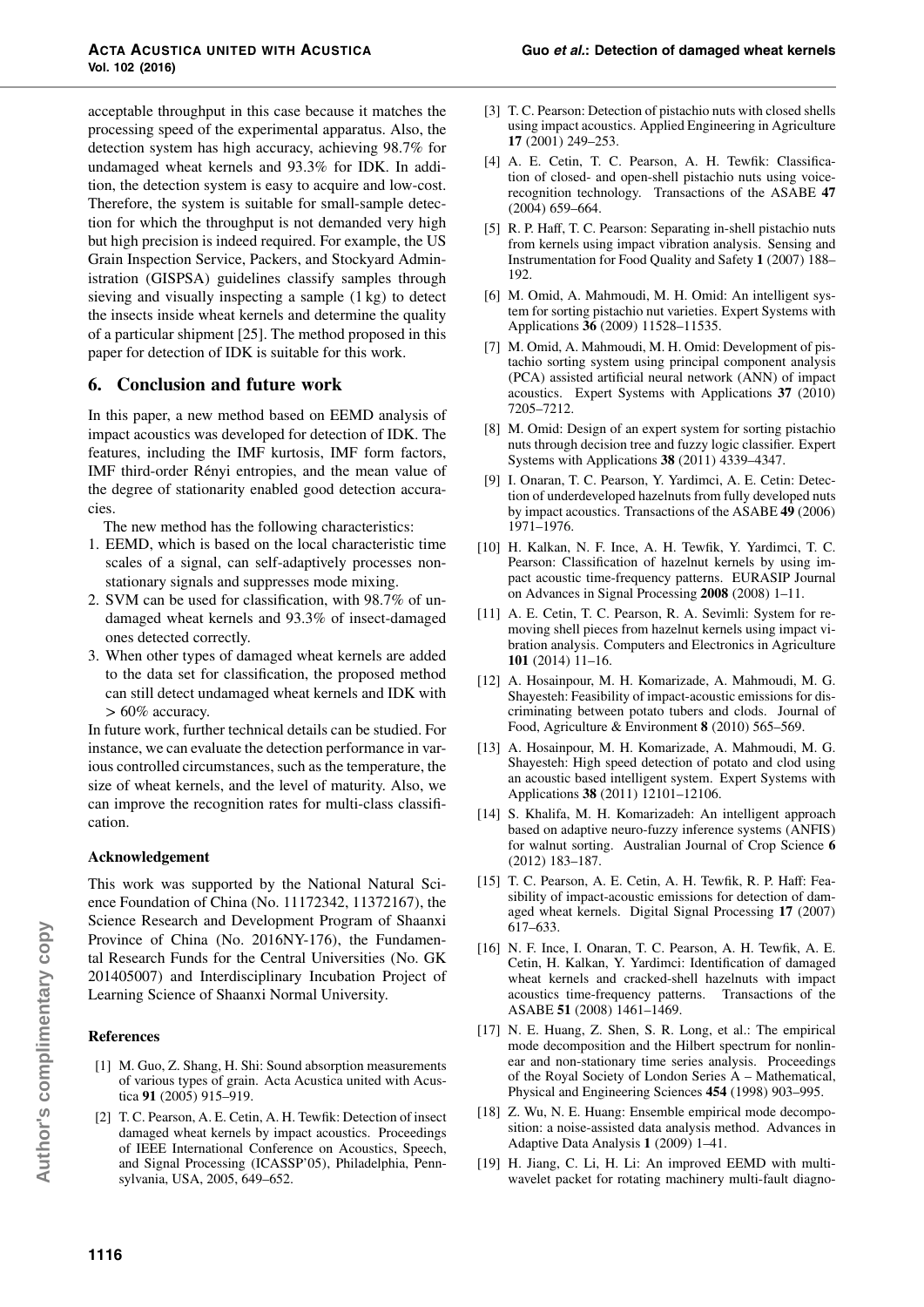acceptable throughput in this case because it matches the processing speed of the experimental apparatus. Also, the detection system has high accuracy, achieving 98.7% for undamaged wheat kernels and 93.3% for IDK. In addition, the detection system is easy to acquire and low-cost. Therefore, the system is suitable for small-sample detection for which the throughput is not demanded very high but high precision is indeed required. For example, the US Grain Inspection Service, Packers, and Stockyard Administration (GISPSA) guidelines classify samples through sieving and visually inspecting a sample (1 kg) to detect the insects inside wheat kernels and determine the quality of a particular shipment [25]. The method proposed in this paper for detection of IDK is suitable for this work.

## 6. Conclusion and future work

In this paper, a new method based on EEMD analysis of impact acoustics was developed for detection of IDK. The features, including the IMF kurtosis, IMF form factors, IMF third-order Rényi entropies, and the mean value of the degree of stationarity enabled good detection accuracies.

The new method has the following characteristics:

1. EEMD, which is based on the local characteristic time scales of a signal, can self-adaptively processes non-stationary signals and suppresses mode mixing.
2. SVM can be used for classification, with 98.7% of undamaged wheat kernels and 93.3% of insect-damaged ones detected correctly.
3. When other types of damaged wheat kernels are added to the data set for classification, the proposed method can still detect undamaged wheat kernels and IDK with > 60% accuracy.

In future work, further technical details can be studied. For instance, we can evaluate the detection performance in various controlled circumstances, such as the temperature, the size of wheat kernels, and the level of maturity. Also, we can improve the recognition rates for multi-class classification.

### Acknowledgement

This work was supported by the National Natural Science Foundation of China (No. 11172342, 11372167), the Science Research and Development Program of Shaanxi Province of China (No. 2016NY-176), the Fundamental Research Funds for the Central Universities (No. GK 201405007) and Interdisciplinary Incubation Project of Learning Science of Shaanxi Normal University.

### References

[1] M. Guo, Z. Shang, H. Shi: Sound absorption measurements of various types of grain. Acta Acustica united with Acustica **91** (2005) 915–919.

[2] T. C. Pearson, A. E. Cetin, A. H. Tewfik: Detection of insect damaged wheat kernels by impact acoustics. Proceedings of IEEE International Conference on Acoustics, Speech, and Signal Processing (ICASSP'05), Philadelphia, Pennsylvania, USA, 2005, 649–652.

[3] T. C. Pearson: Detection of pistachio nuts with closed shells using impact acoustics. Applied Engineering in Agriculture **17** (2001) 249–253.

[4] A. E. Cetin, T. C. Pearson, A. H. Tewfik: Classification of closed- and open-shell pistachio nuts using voice-recognition technology. Transactions of the ASABE **47** (2004) 659–664.

[5] R. P. Haff, T. C. Pearson: Separating in-shell pistachio nuts from kernels using impact vibration analysis. Sensing and Instrumentation for Food Quality and Safety **1** (2007) 188–192.

[6] M. Omid, A. Mahmoudi, M. H. Omid: An intelligent system for sorting pistachio nut varieties. Expert Systems with Applications **36** (2009) 11528–11535.

[7] M. Omid, A. Mahmoudi, M. H. Omid: Development of pistachio sorting system using principal component analysis (PCA) assisted artificial neural network (ANN) of impact acoustics. Expert Systems with Applications **37** (2010) 7205–7212.

[8] M. Omid: Design of an expert system for sorting pistachio nuts through decision tree and fuzzy logic classifier. Expert Systems with Applications **38** (2011) 4339–4347.

[9] I. Onaran, T. C. Pearson, Y. Yardimci, A. E. Cetin: Detection of underdeveloped hazelnuts from fully developed nuts by impact acoustics. Transactions of the ASABE **49** (2006) 1971–1976.

[10] H. Kalkan, N. F. Ince, A. H. Tewfik, Y. Yardimci, T. C. Pearson: Classification of hazelnut kernels by using impact acoustic time-frequency patterns. EURASIP Journal on Advances in Signal Processing **2008** (2008) 1–11.

[11] A. E. Cetin, T. C. Pearson, R. A. Sevimli: System for removing shell pieces from hazelnut kernels using impact vibration analysis. Computers and Electronics in Agriculture **101** (2014) 11–16.

[12] A. Hosainpour, M. H. Komarizade, A. Mahmoudi, M. G. Shayesteh: Feasibility of impact-acoustic emissions for discriminating between potato tubers and clods. Journal of Food, Agriculture & Environment **8** (2010) 565–569.

[13] A. Hosainpour, M. H. Komarizade, A. Mahmoudi, M. G. Shayesteh: High speed detection of potato and clod using an acoustic based intelligent system. Expert Systems with Applications **38** (2011) 12101–12106.

[14] S. Khalifa, M. H. Komarizadeh: An intelligent approach based on adaptive neuro-fuzzy inference systems (ANFIS) for walnut sorting. Australian Journal of Crop Science **6** (2012) 183–187.

[15] T. C. Pearson, A. E. Cetin, A. H. Tewfik, R. P. Haff: Feasibility of impact-acoustic emissions for detection of damaged wheat kernels. Digital Signal Processing **17** (2007) 617–633.

[16] N. F. Ince, I. Onaran, T. C. Pearson, A. H. Tewfik, A. E. Cetin, H. Kalkan, Y. Yardimci: Identification of damaged wheat kernels and cracked-shell hazelnuts with impact acoustics time-frequency patterns. Transactions of the ASABE **51** (2008) 1461–1469.

[17] N. E. Huang, Z. Shen, S. R. Long, et al.: The empirical mode decomposition and the Hilbert spectrum for nonlinear and non-stationary time series analysis. Proceedings of the Royal Society of London Series A – Mathematical, Physical and Engineering Sciences **454** (1998) 903–995.

[18] Z. Wu, N. E. Huang: Ensemble empirical mode decomposition: a noise-assisted data analysis method. Advances in Adaptive Data Analysis **1** (2009) 1–41.

[19] H. Jiang, C. Li, H. Li: An improved EEMD with multiwavelet packet for rotating machinery multi-fault diagno-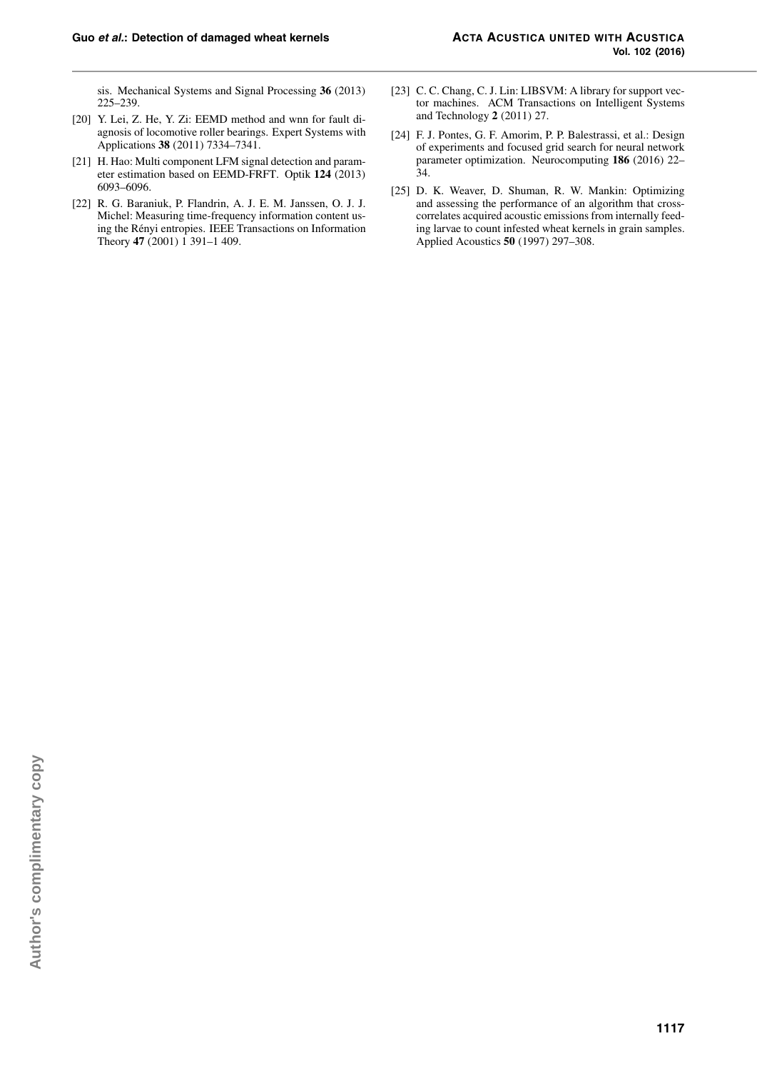sis. Mechanical Systems and Signal Processing **36** (2013) 225–239.

[20] Y. Lei, Z. He, Y. Zi: EEMD method and wnn for fault diagnosis of locomotive roller bearings. Expert Systems with Applications **38** (2011) 7334–7341.

[21] H. Hao: Multi component LFM signal detection and parameter estimation based on EEMD-FRFT. Optik **124** (2013) 6093–6096.

[22] R. G. Baraniuk, P. Flandrin, A. J. E. M. Janssen, O. J. J. Michel: Measuring time-frequency information content using the Rényi entropies. IEEE Transactions on Information Theory **47** (2001) 1 391–1 409.

[23] C. C. Chang, C. J. Lin: LIBSVM: A library for support vector machines. ACM Transactions on Intelligent Systems and Technology **2** (2011) 27.

[24] F. J. Pontes, G. F. Amorim, P. P. Balestrassi, et al.: Design of experiments and focused grid search for neural network parameter optimization. Neurocomputing **186** (2016) 22–34.

[25] D. K. Weaver, D. Shuman, R. W. Mankin: Optimizing and assessing the performance of an algorithm that cross-correlates acquired acoustic emissions from internally feeding larvae to count infested wheat kernels in grain samples. Applied Acoustics **50** (1997) 297–308.